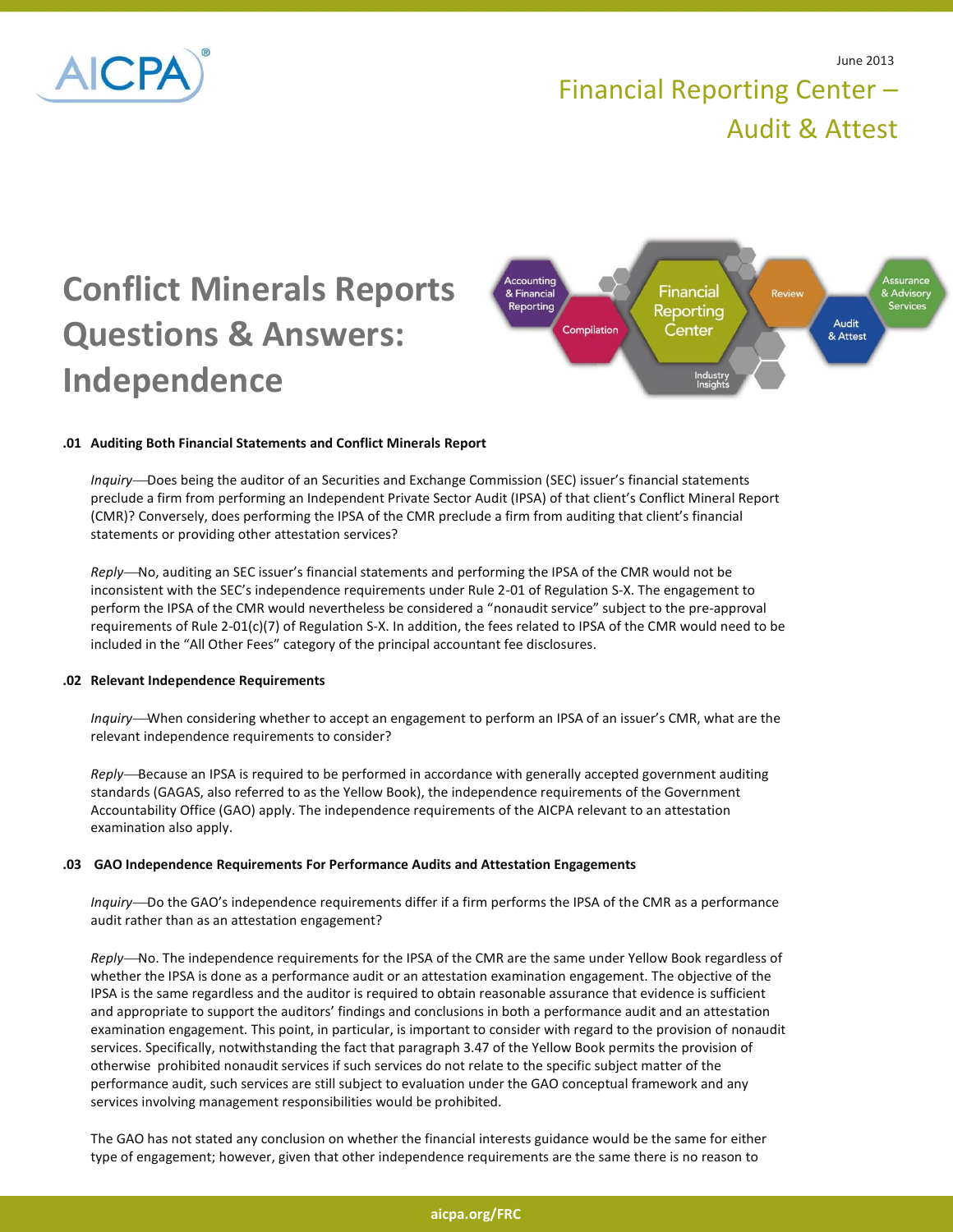June 2013

Financial Reporting Center – Audit & Attest

# Conflict Minerals Reports Questions & Answers: Independence

### .01 Auditing Both Financial Statements and Conflict Minerals Report

*Inquiry*—Does being the auditor of an Securities and Exchange Commission (SEC) issuer's financial statements preclude a firm from performing an Independent Private Sector Audit (IPSA) of that client's Conflict Mineral Report (CMR)? Conversely, does performing the IPSA of the CMR preclude a firm from auditing that client's financial statements or providing other attestation services?

*Reply*—No, auditing an SEC issuer's financial statements and performing the IPSA of the CMR would not be inconsistent with the SEC's independence requirements under Rule 2-01 of Regulation S-X. The engagement to perform the IPSA of the CMR would nevertheless be considered a "nonaudit service" subject to the pre-approval requirements of Rule 2-01(c)(7) of Regulation S-X. In addition, the fees related to IPSA of the CMR would need to be included in the "All Other Fees" category of the principal accountant fee disclosures.

### .02 Relevant Independence Requirements

*Inquiry*—When considering whether to accept an engagement to perform an IPSA of an issuer's CMR, what are the relevant independence requirements to consider?

*Reply*—Because an IPSA is required to be performed in accordance with generally accepted government auditing standards (GAGAS, also referred to as the Yellow Book), the independence requirements of the Government Accountability Office (GAO) apply. The independence requirements of the AICPA relevant to an attestation examination also apply.

### .03 GAO Independence Requirements For Performance Audits and Attestation Engagements

*Inquiry*—Do the GAO's independence requirements differ if a firm performs the IPSA of the CMR as a performance audit rather than as an attestation engagement?

*Reply*—No. The independence requirements for the IPSA of the CMR are the same under Yellow Book regardless of whether the IPSA is done as a performance audit or an attestation examination engagement. The objective of the IPSA is the same regardless and the auditor is required to obtain reasonable assurance that evidence is sufficient and appropriate to support the auditors' findings and conclusions in both a performance audit and an attestation examination engagement. This point, in particular, is important to consider with regard to the provision of nonaudit services. Specifically, notwithstanding the fact that paragraph 3.47 of the Yellow Book permits the provision of otherwise prohibited nonaudit services if such services do not relate to the specific subject matter of the performance audit, such services are still subject to evaluation under the GAO conceptual framework and any services involving management responsibilities would be prohibited.

The GAO has not stated any conclusion on whether the financial interests guidance would be the same for either type of engagement; however, given that other independence requirements are the same there is no reason to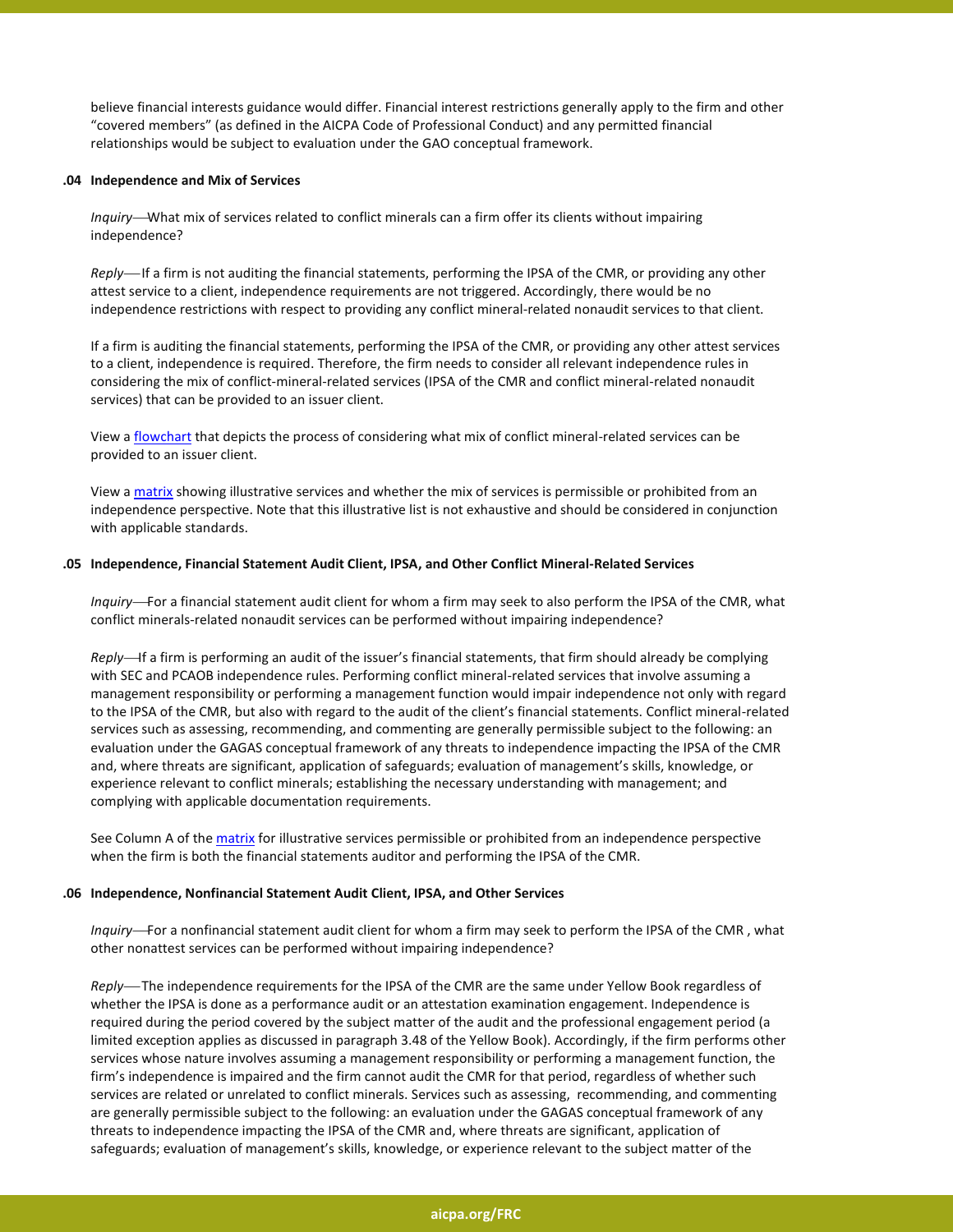believe financial interests guidance would differ. Financial interest restrictions generally apply to the firm and other "covered members" (as defined in the AICPA Code of Professional Conduct) and any permitted financial relationships would be subject to evaluation under the GAO conceptual framework.

**.04 Independence and Mix of Services**

*Inquiry*—What mix of services related to conflict minerals can a firm offer its clients without impairing independence?

*Reply*—If a firm is not auditing the financial statements, performing the IPSA of the CMR, or providing any other attest service to a client, independence requirements are not triggered. Accordingly, there would be no independence restrictions with respect to providing any conflict mineral-related nonaudit services to that client.

If a firm is auditing the financial statements, performing the IPSA of the CMR, or providing any other attest services to a client, independence is required. Therefore, the firm needs to consider all relevant independence rules in considering the mix of conflict-mineral-related services (IPSA of the CMR and conflict mineral-related nonaudit services) that can be provided to an issuer client.

View a flowchart that depicts the process of considering what mix of conflict mineral-related services can be provided to an issuer client.

View a matrix showing illustrative services and whether the mix of services is permissible or prohibited from an independence perspective. Note that this illustrative list is not exhaustive and should be considered in conjunction with applicable standards.

**.05 Independence, Financial Statement Audit Client, IPSA, and Other Conflict Mineral-Related Services**

*Inquiry*—For a financial statement audit client for whom a firm may seek to also perform the IPSA of the CMR, what conflict minerals-related nonaudit services can be performed without impairing independence?

*Reply*—If a firm is performing an audit of the issuer's financial statements, that firm should already be complying with SEC and PCAOB independence rules. Performing conflict mineral-related services that involve assuming a management responsibility or performing a management function would impair independence not only with regard to the IPSA of the CMR, but also with regard to the audit of the client's financial statements. Conflict mineral-related services such as assessing, recommending, and commenting are generally permissible subject to the following: an evaluation under the GAGAS conceptual framework of any threats to independence impacting the IPSA of the CMR and, where threats are significant, application of safeguards; evaluation of management's skills, knowledge, or experience relevant to conflict minerals; establishing the necessary understanding with management; and complying with applicable documentation requirements.

See Column A of the matrix for illustrative services permissible or prohibited from an independence perspective when the firm is both the financial statements auditor and performing the IPSA of the CMR.

**.06 Independence, Nonfinancial Statement Audit Client, IPSA, and Other Services**

*Inquiry*—For a nonfinancial statement audit client for whom a firm may seek to perform the IPSA of the CMR , what other nonattest services can be performed without impairing independence?

*Reply*—The independence requirements for the IPSA of the CMR are the same under Yellow Book regardless of whether the IPSA is done as a performance audit or an attestation examination engagement. Independence is required during the period covered by the subject matter of the audit and the professional engagement period (a limited exception applies as discussed in paragraph 3.48 of the Yellow Book). Accordingly, if the firm performs other services whose nature involves assuming a management responsibility or performing a management function, the firm's independence is impaired and the firm cannot audit the CMR for that period, regardless of whether such services are related or unrelated to conflict minerals. Services such as assessing, recommending, and commenting are generally permissible subject to the following: an evaluation under the GAGAS conceptual framework of any threats to independence impacting the IPSA of the CMR and, where threats are significant, application of safeguards; evaluation of management's skills, knowledge, or experience relevant to the subject matter of the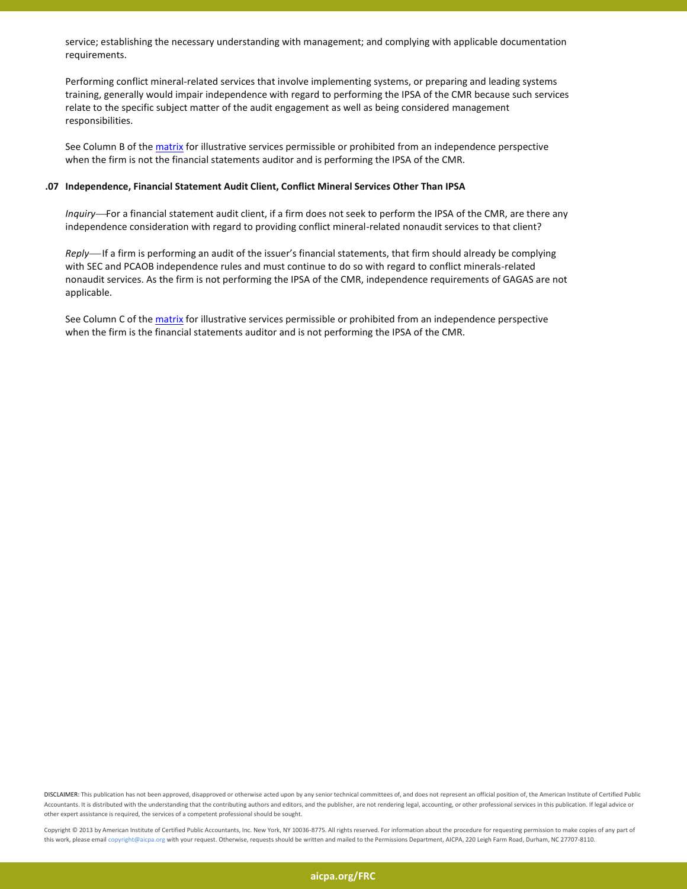service; establishing the necessary understanding with management; and complying with applicable documentation requirements.

Performing conflict mineral-related services that involve implementing systems, or preparing and leading systems training, generally would impair independence with regard to performing the IPSA of the CMR because such services relate to the specific subject matter of the audit engagement as well as being considered management responsibilities.

See Column B of the matrix for illustrative services permissible or prohibited from an independence perspective when the firm is not the financial statements auditor and is performing the IPSA of the CMR.

**.07 Independence, Financial Statement Audit Client, Conflict Mineral Services Other Than IPSA**

*Inquiry*—For a financial statement audit client, if a firm does not seek to perform the IPSA of the CMR, are there any independence consideration with regard to providing conflict mineral-related nonaudit services to that client?

*Reply*—If a firm is performing an audit of the issuer's financial statements, that firm should already be complying with SEC and PCAOB independence rules and must continue to do so with regard to conflict minerals-related nonaudit services. As the firm is not performing the IPSA of the CMR, independence requirements of GAGAS are not applicable.

See Column C of the matrix for illustrative services permissible or prohibited from an independence perspective when the firm is the financial statements auditor and is not performing the IPSA of the CMR.

DISCLAIMER: This publication has not been approved, disapproved or otherwise acted upon by any senior technical committees of, and does not represent an official position of, the American Institute of Certified Public Accountants. It is distributed with the understanding that the contributing authors and editors, and the publisher, are not rendering legal, accounting, or other professional services in this publication. If legal advice or other expert assistance is required, the services of a competent professional should be sought.

Copyright © 2013 by American Institute of Certified Public Accountants, Inc. New York, NY 10036-8775. All rights reserved. For information about the procedure for requesting permission to make copies of any part of this work, please email copyright@aicpa.org with your request. Otherwise, requests should be written and mailed to the Permissions Department, AICPA, 220 Leigh Farm Road, Durham, NC 27707-8110.